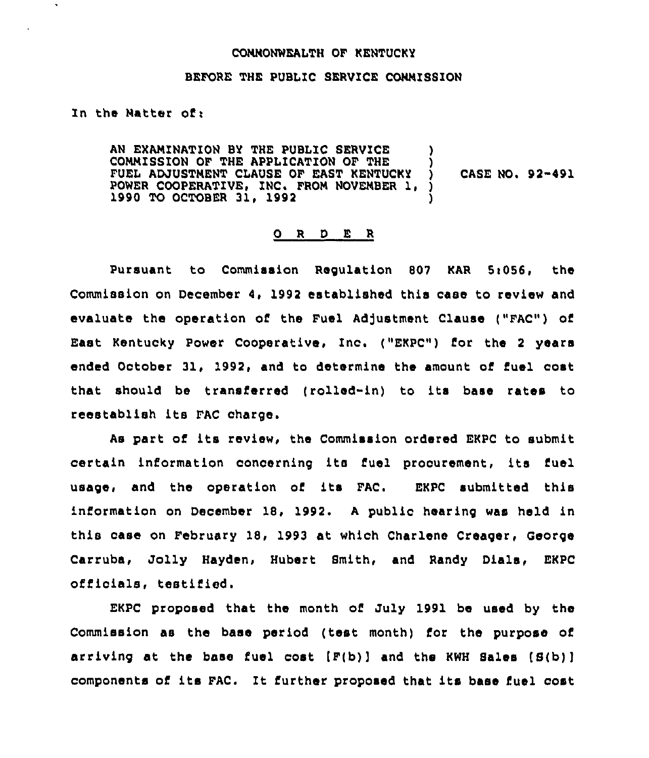COMMONWEALTH OF KENTUCKY

BEFORE THE PUBLIC SERVICE COMMISSION

In the Matter of:

AN EXAMINATION BY THE PUBLIC SERVICE COMMISSION OF THE APPLICATION OF THE FUEL ADJUSTMENT CLAUSE OF EAST KENTUCKY POWER COOPERATIVE, INC. FROM NOVEMBER 1, 1990 TO OCTOBER 31, 1992 ) CASE NO. 92-491

## O R D E R

Pursuant to Commission Regulation 807 KAR 5:056, the Commission on December 4, 1992 established this case to review and evaluate the operation of the Fuel Adjustment Clause ("FAC") of East Kentucky Power Cooperative, Inc. ("EKPC") for the 2 years ended October 31, 1992, and to determine the amount of fuel cost that should be transferred (rolled-in) to its base rates to reestablish its FAC charge.

As part of its review, the Commission ordered EKPC to submit certain information concerning its fuel procurement, its fuel usage, and the operation of its FAC. EKPC submitted this information on December 18, 1992. A public hearing was held in this case on February 18, 1993 at which Charlene Creager, George Carruba, Jolly Hayden, Hubert Smith, and Randy Dials, EKPC officials, testified.

EKPC proposed that the month of July 1991 be used by the Commission as the base period (test month) for the purpose of arriving at the base fuel cost [F(b)] and the KWH Sales [S(b)] components of its FAC. It further proposed that its base fuel cost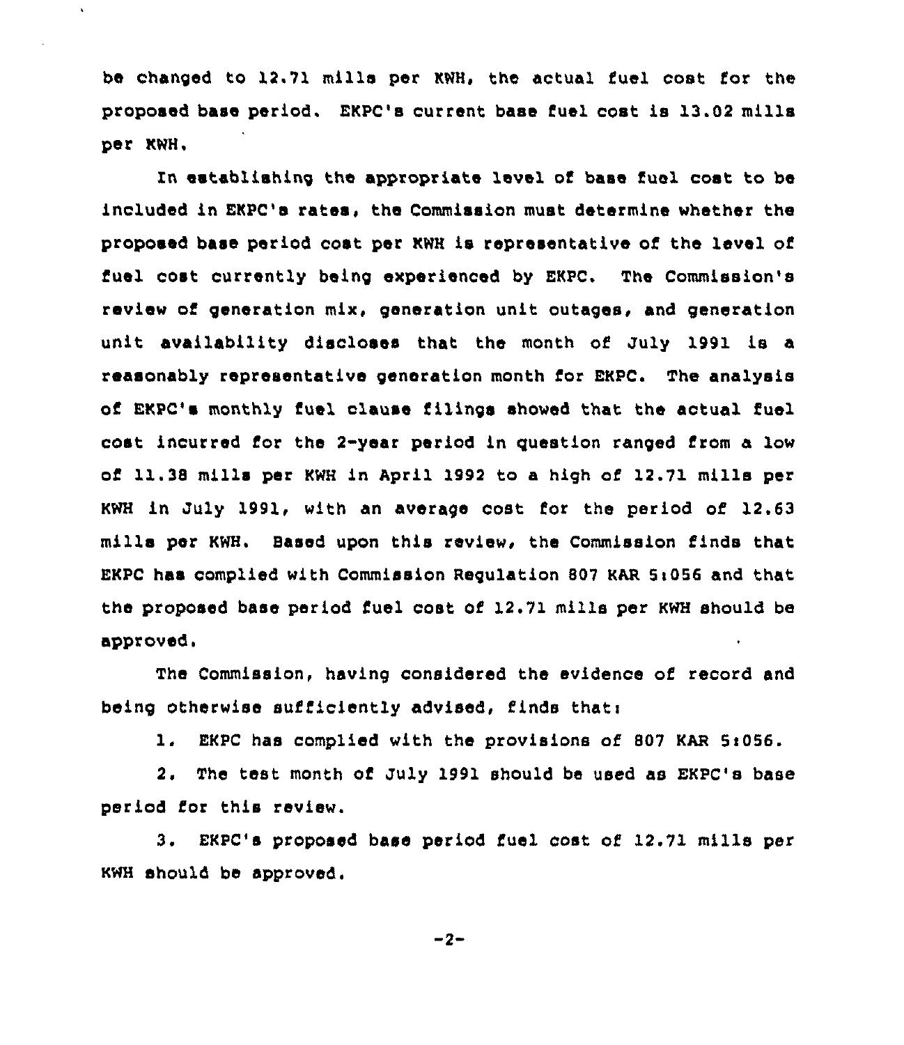be changed to 12.71 mills per KWH, the actual fuel cost for the proposed base period. EKPC's current base fuel cost is 13.02 mills per KWH.

In establishing the appropriate level of base fuel cost to be included in EKPC's rates, the Commission must determine whether the proposed base period cost per KWH is representative of the level of fuel cost currently being experienced by EKPC. The Commission's review of generation mix, generation unit outages, and generation unit availability discloses that the month of July 1991 is a reasonably representative generation month for EKPC. The analysis of EKPC's monthly fuel clause filings showed that the actual fuel cost incurred for the 2-year period in question ranged from a low of 11.38 mills per KWH in April 1992 to a high of 12.71 mills per KWH in July 1991, with an average cost for the period of 12.63 mills per KWH. Based upon this review, the Commission finds that EKPC has complied with Commission Regulation 807 KAR 5:056 and that the proposed base period fuel cost of 12.71 mills per KWH should be approved.

The Commission, having considered the evidence of record and being otherwise sufficiently advised, finds that:

1. EKPC has complied with the provisions of 807 KAR 5:056.

2. The test month of July 1991 should be used as EKPC's base period for this review.

3. EKPC's proposed base period fuel cost of 12.71 mills per KWH should be approved.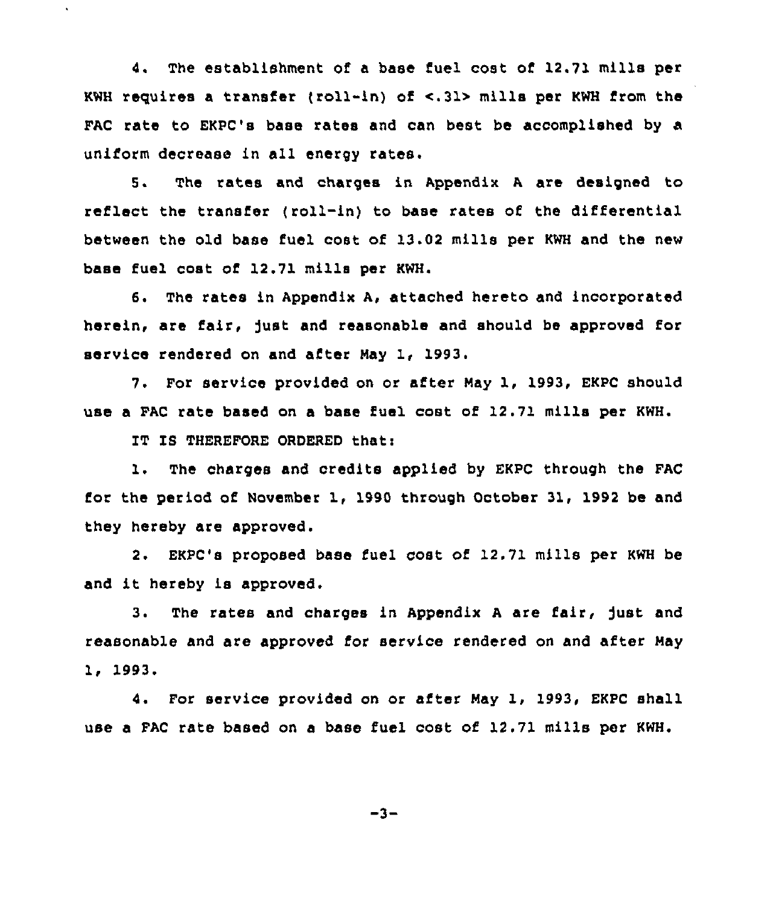4. The establishment of a base fuel cost of 12.71 mills per KWH requires a transfer (roll-in) of <.31> mills per KWH from the FAC rate to EKPC's base rates and can best be accomplished by a uniform decrease in all energy rates.

5. The rates and charges in Appendix A are designed to reflect the transfer (roll-in) to base rates of the differential between the old base fuel cost of 13.02 mills per KWH and the new base fuel cost of 12.71 mills per KWH.

6. The rates in Appendix A, attached hereto and incorporated herein, are fair, just and reasonable and should be approved for service rendered on and after May 1, 1993.

7. For service provided on or after May 1, 1993, EKPC should use a FAC rate based on a base fuel cost of 12.71 mills per KWH.

IT IS THEREFORE ORDERED that:

1. The charges and credits applied by EKPC through the FAC for the period of November 1, 1990 through October 31, 1992 be and they hereby are approved.

2. EKPC's proposed base fuel cost of 12.71 mills per KWH be and it hereby is approved.

3. The rates and charges in Appendix A are fair, just and reasonable and are approved for service rendered on and after May 1, 1993.

4. For service provided on or after May 1, 1993, EKPC shall use a FAC rate based on a base fuel cost of 12.71 mills per KWH.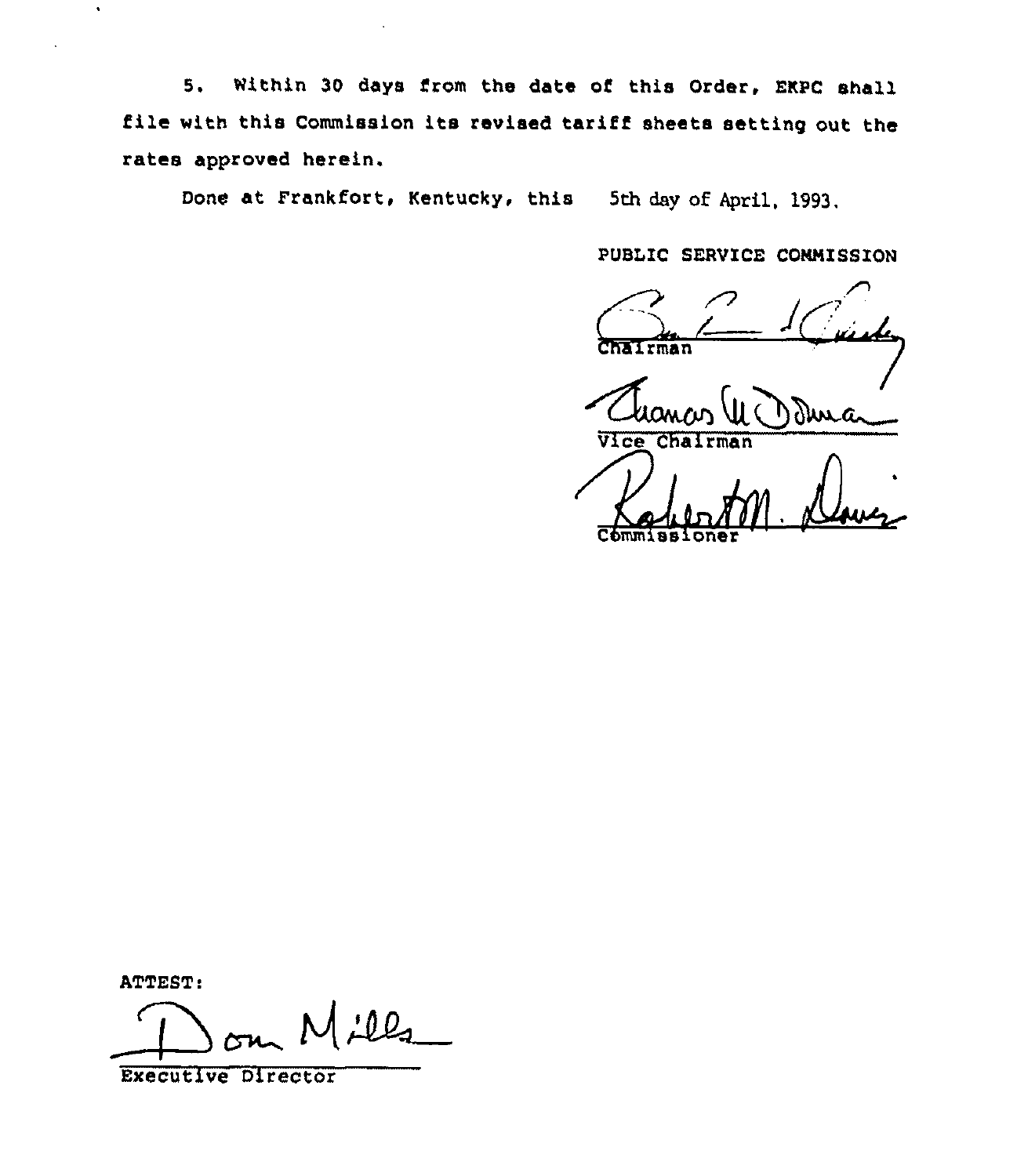5. Within 30 days from the date of this Order, EKPC shall file with this Commission its revised tariff sheets setting out the rates approved herein.

Done at Frankfort, Kentucky, this 5th day of April, 1993.

PUBLIC SERVICE COMMISSION

Chairman

Vice Chairman

Commissioner

ATTEST:

Executive Director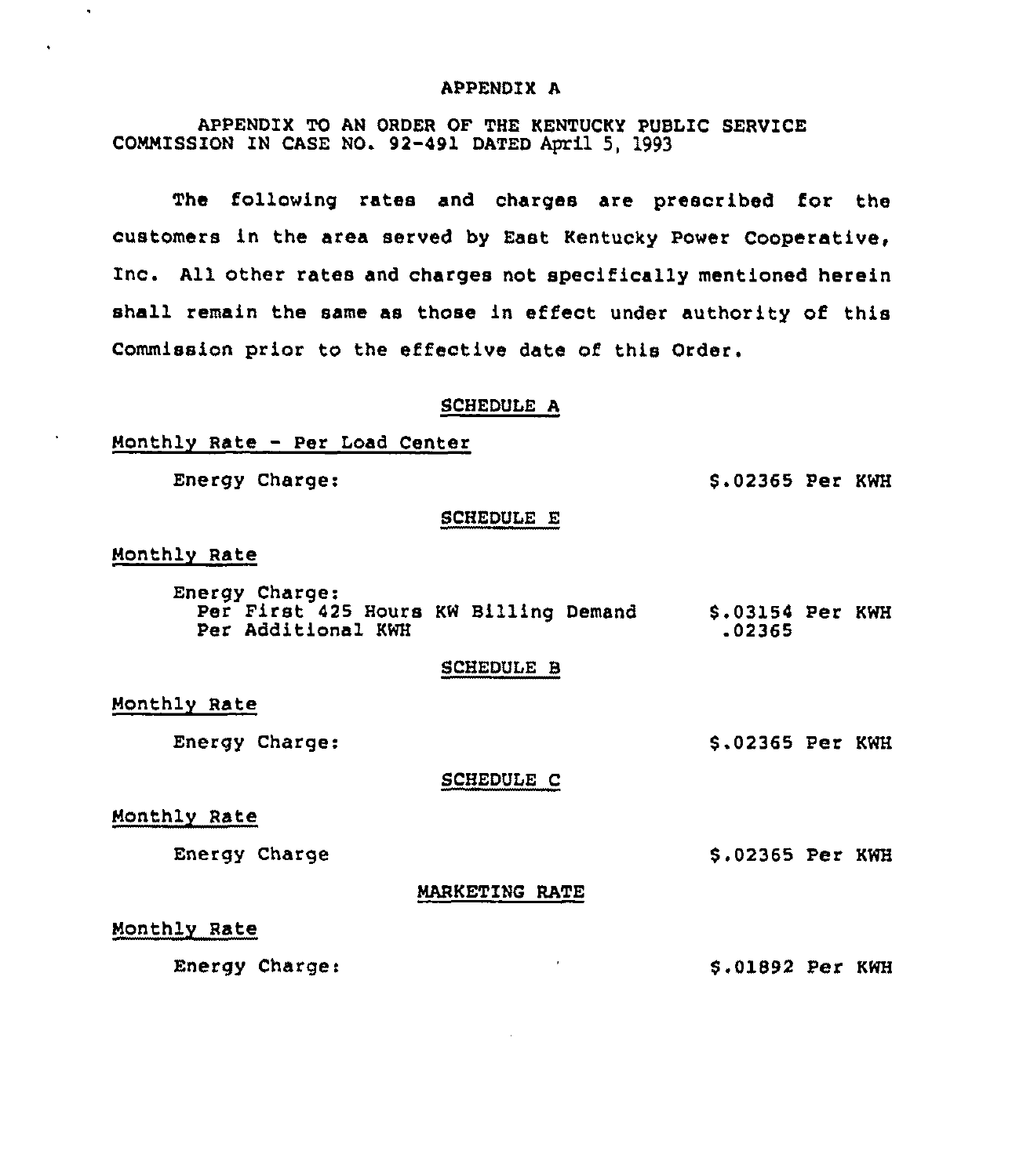# APPENDIX A

APPENDIX TO AN ORDER OF THE KENTUCKY PUBLIC SERVICE COMMISSION IN CASE NO. 92-491 DATED April 5, 1993

The following rates and charges are prescribed for the customers in the area served by East Kentucky Power Cooperative, Inc. All other rates and charges not specifically mentioned herein shall remain the same as those in effect under authority of this Commission prior to the effective date of this Order.

## SCHEDULE A

Monthly Rate - Per Load Center

| | |
|---|---|
| Energy Charge: | $.02365 Per KWH |

## SCHEDULE E

Monthly Rate

| | |
|---|---|
| Energy Charge: | |
| Per First 425 Hours KW Billing Demand | $.03154 Per KWH |
| Per Additional KWH | .02365 |

## SCHEDULE B

Monthly Rate

| | |
|---|---|
| Energy Charge: | $.02365 Per KWH |

## SCHEDULE C

Monthly Rate

| | |
|---|---|
| Energy Charge | $.02365 Per KWH |

## MARKETING RATE

Monthly Rate

| | |
|---|---|
| Energy Charge: | $.01892 Per KWH |